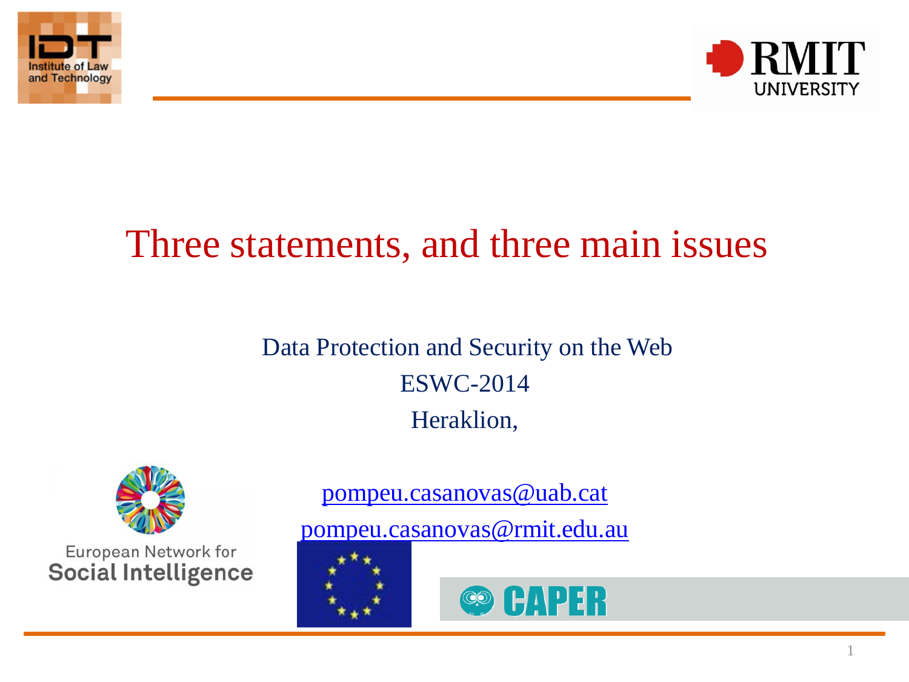# Three statements, and three main issues

Data Protection and Security on the Web

ESWC-2014

Heraklion,

pompeu.casanovas@uab.cat

pompeu.casanovas@rmit.edu.au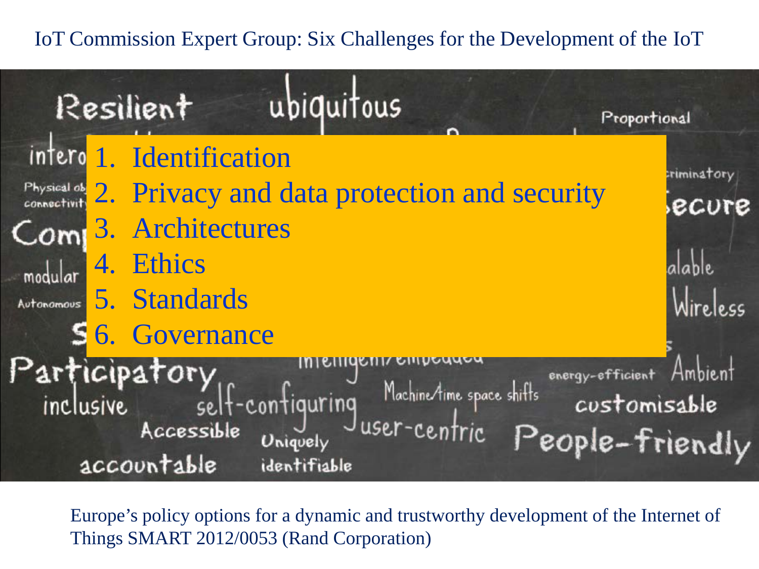# IoT Commission Expert Group: Six Challenges for the Development of the IoT

1. Identification
2. Privacy and data protection and security
3. Architectures
4. Ethics
5. Standards
6. Governance

Europe’s policy options for a dynamic and trustworthy development of the Internet of Things SMART 2012/0053 (Rand Corporation)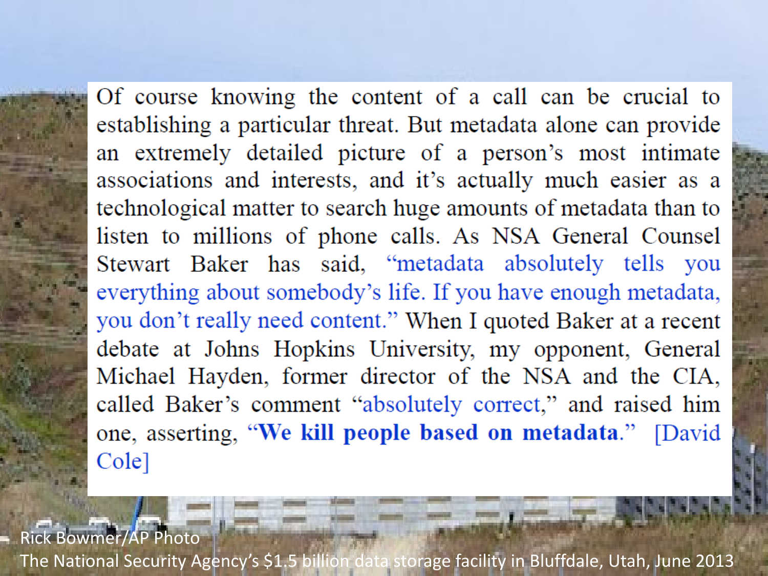Of course knowing the content of a call can be crucial to establishing a particular threat. But metadata alone can provide an extremely detailed picture of a person's most intimate associations and interests, and it's actually much easier as a technological matter to search huge amounts of metadata than to listen to millions of phone calls. As NSA General Counsel Stewart Baker has said, "metadata absolutely tells you everything about somebody's life. If you have enough metadata, you don't really need content." When I quoted Baker at a recent debate at Johns Hopkins University, my opponent, General Michael Hayden, former director of the NSA and the CIA, called Baker's comment "absolutely correct," and raised him one, asserting, "**We kill people based on metadata**." [David Cole]

Rick Bowmer/AP Photo

The National Security Agency's $1.5 billion data storage facility in Bluffdale, Utah, June 2013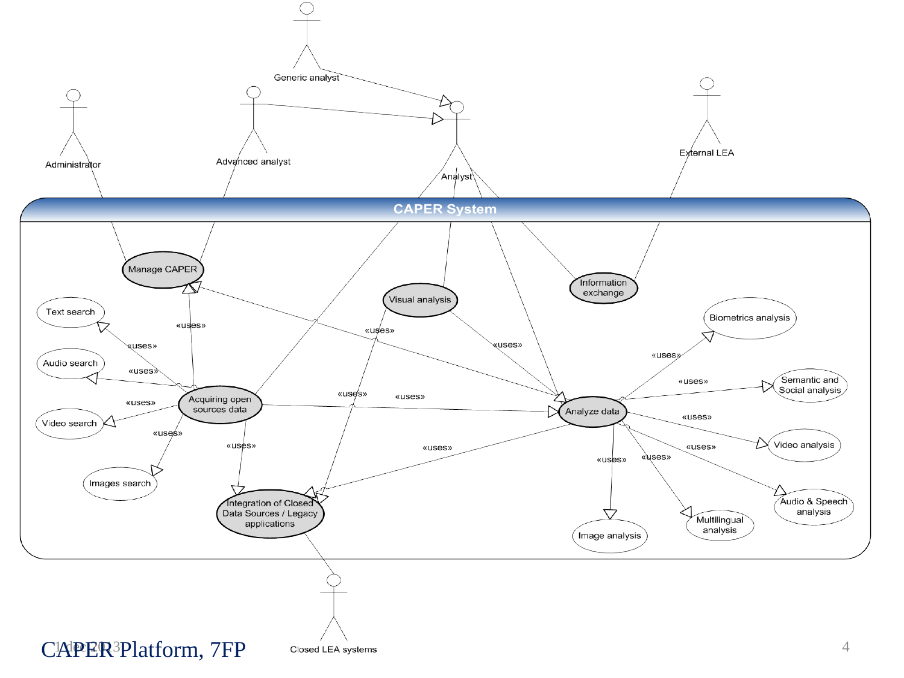CAPER System

Generic analyst

Administrator

Advanced analyst

Analyst

External LEA

Manage CAPER

Visual analysis

Information exchange

Text search

Biometrics analysis

Audio search

Semantic and Social analysis

Acquiring open sources data

Analyze data

Video search

Video analysis

Images search

Integration of Closed Data Sources / Legacy applications

Audio & Speech analysis

Multilingual analysis

Image analysis

«uses»

Closed LEA systems

CAPER Platform, 7FP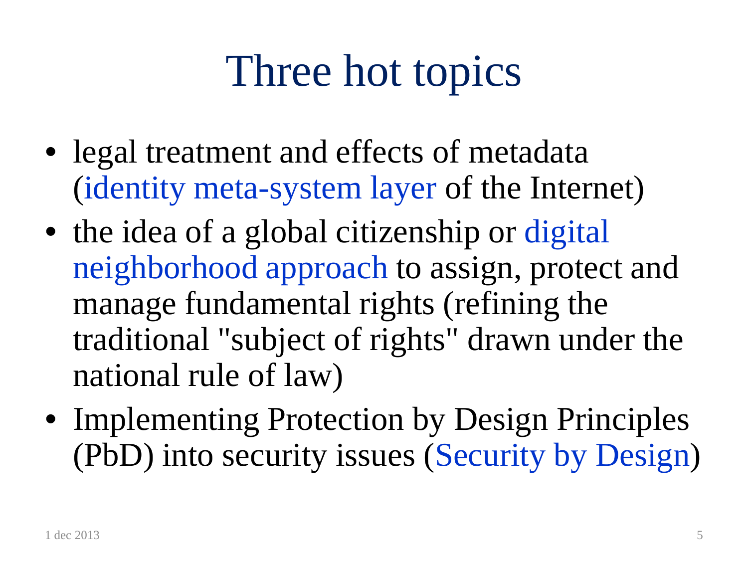# Three hot topics

- legal treatment and effects of metadata (identity meta-system layer of the Internet)
- the idea of a global citizenship or digital neighborhood approach to assign, protect and manage fundamental rights (refining the traditional "subject of rights" drawn under the national rule of law)
- Implementing Protection by Design Principles (PbD) into security issues (Security by Design)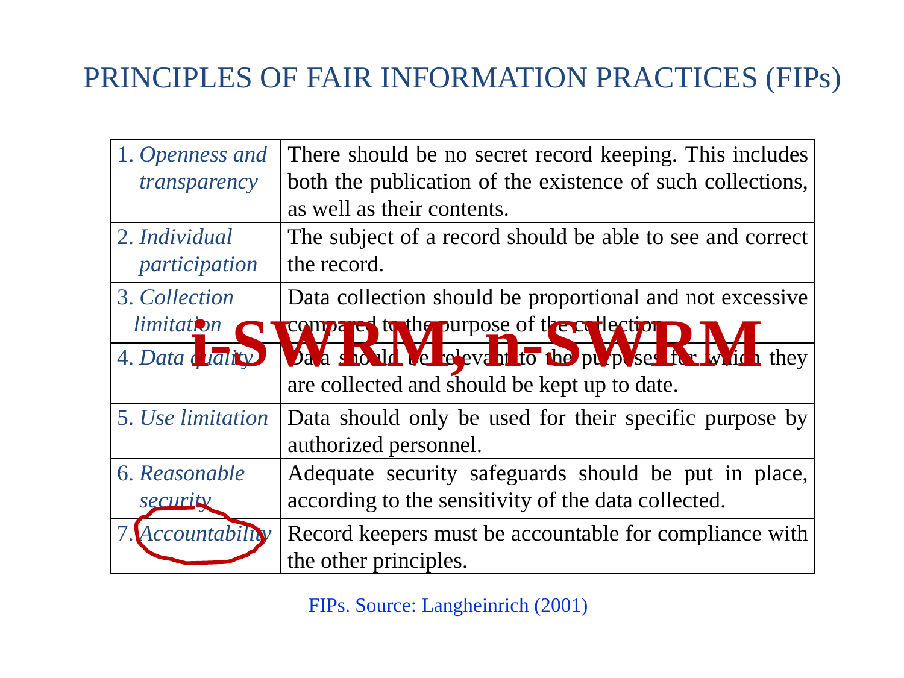# PRINCIPLES OF FAIR INFORMATION PRACTICES (FIPs)

| | |
|---|---|
| 1. *Openness and transparency* | There should be no secret record keeping. This includes both the publication of the existence of such collections, as well as their contents. |
| 2. *Individual participation* | The subject of a record should be able to see and correct the record. |
| 3. *Collection limitation* | Data collection should be proportional and not excessive compared to the purpose of the collection. |
| 4. *Data quality* | Data should be relevant to the purposes for which they are collected and should be kept up to date. |
| 5. *Use limitation* | Data should only be used for their specific purpose by authorized personnel. |
| 6. *Reasonable security* | Adequate security safeguards should be put in place, according to the sensitivity of the data collected. |
| 7. *Accountability* | Record keepers must be accountable for compliance with the other principles. |

**i-SWRM, n-SWRM**

FIPs. Source: Langheinrich (2001)